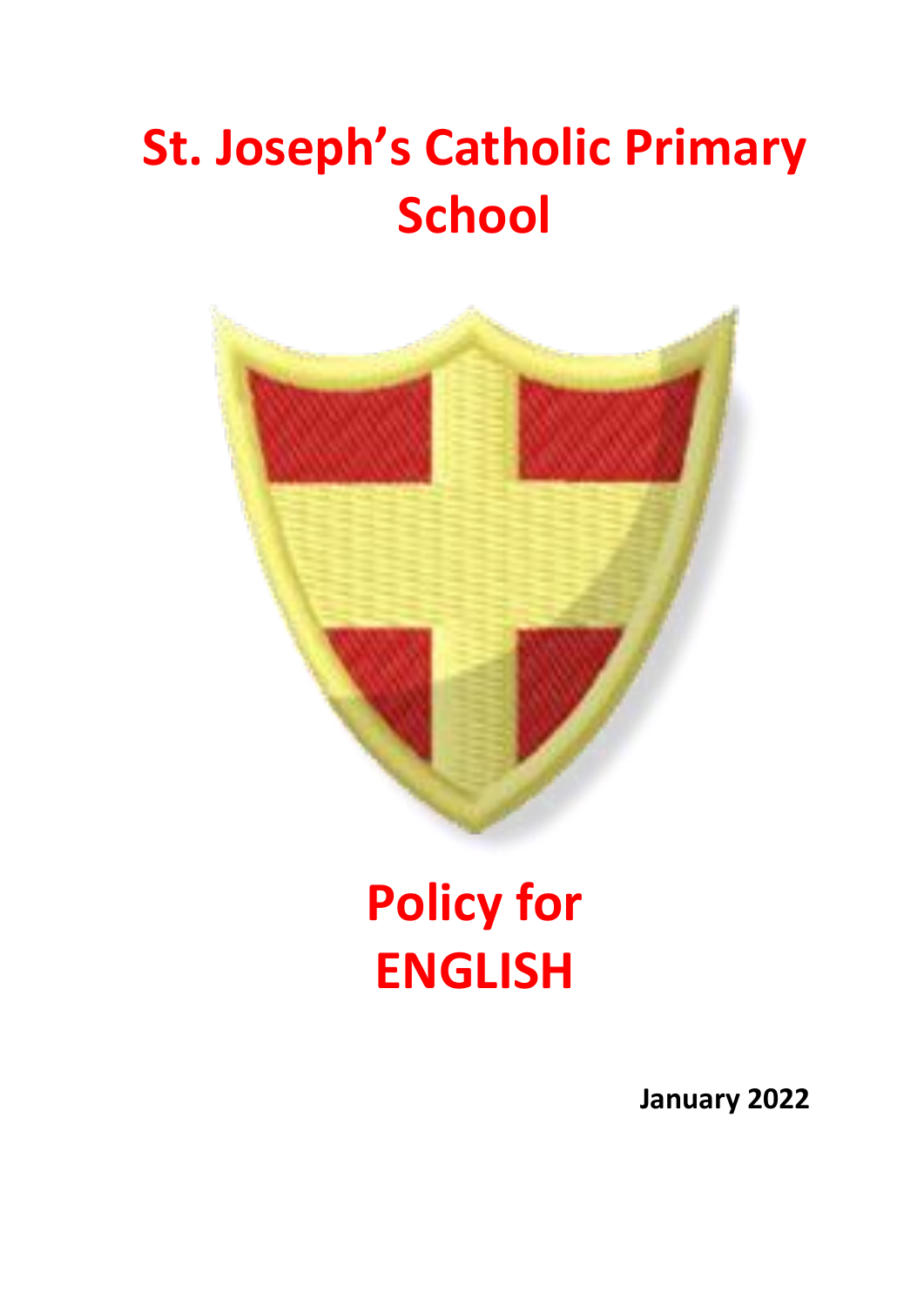# St. Joseph's Catholic Primary School

# Policy for ENGLISH

**January 2022**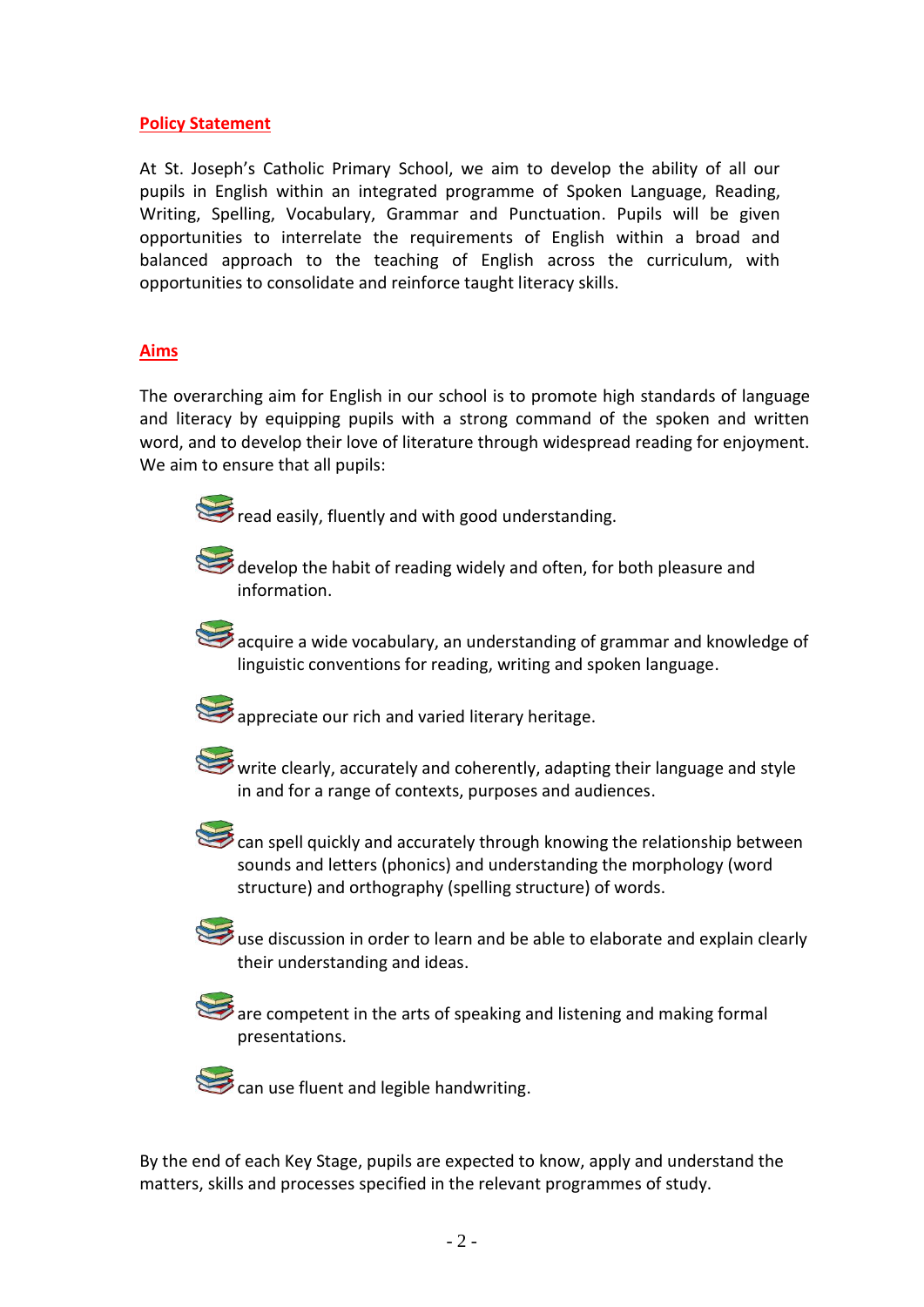## Policy Statement

At St. Joseph's Catholic Primary School, we aim to develop the ability of all our pupils in English within an integrated programme of Spoken Language, Reading, Writing, Spelling, Vocabulary, Grammar and Punctuation. Pupils will be given opportunities to interrelate the requirements of English within a broad and balanced approach to the teaching of English across the curriculum, with opportunities to consolidate and reinforce taught literacy skills.

## Aims

The overarching aim for English in our school is to promote high standards of language and literacy by equipping pupils with a strong command of the spoken and written word, and to develop their love of literature through widespread reading for enjoyment. We aim to ensure that all pupils:

- read easily, fluently and with good understanding.
- develop the habit of reading widely and often, for both pleasure and information.
- acquire a wide vocabulary, an understanding of grammar and knowledge of linguistic conventions for reading, writing and spoken language.
- appreciate our rich and varied literary heritage.
- write clearly, accurately and coherently, adapting their language and style in and for a range of contexts, purposes and audiences.
- can spell quickly and accurately through knowing the relationship between sounds and letters (phonics) and understanding the morphology (word structure) and orthography (spelling structure) of words.
- use discussion in order to learn and be able to elaborate and explain clearly their understanding and ideas.
- are competent in the arts of speaking and listening and making formal presentations.
- can use fluent and legible handwriting.

By the end of each Key Stage, pupils are expected to know, apply and understand the matters, skills and processes specified in the relevant programmes of study.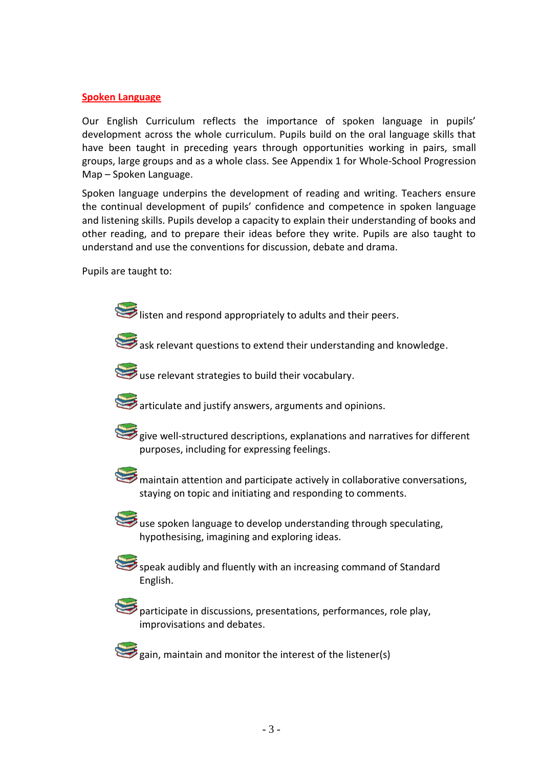## Spoken Language

Our English Curriculum reflects the importance of spoken language in pupils' development across the whole curriculum. Pupils build on the oral language skills that have been taught in preceding years through opportunities working in pairs, small groups, large groups and as a whole class. See Appendix 1 for Whole-School Progression Map – Spoken Language.

Spoken language underpins the development of reading and writing. Teachers ensure the continual development of pupils' confidence and competence in spoken language and listening skills. Pupils develop a capacity to explain their understanding of books and other reading, and to prepare their ideas before they write. Pupils are also taught to understand and use the conventions for discussion, debate and drama.

Pupils are taught to:

- listen and respond appropriately to adults and their peers.
- ask relevant questions to extend their understanding and knowledge.
- use relevant strategies to build their vocabulary.
- articulate and justify answers, arguments and opinions.
- give well-structured descriptions, explanations and narratives for different purposes, including for expressing feelings.
- maintain attention and participate actively in collaborative conversations, staying on topic and initiating and responding to comments.
- use spoken language to develop understanding through speculating, hypothesising, imagining and exploring ideas.
- speak audibly and fluently with an increasing command of Standard English.
- participate in discussions, presentations, performances, role play, improvisations and debates.
- gain, maintain and monitor the interest of the listener(s)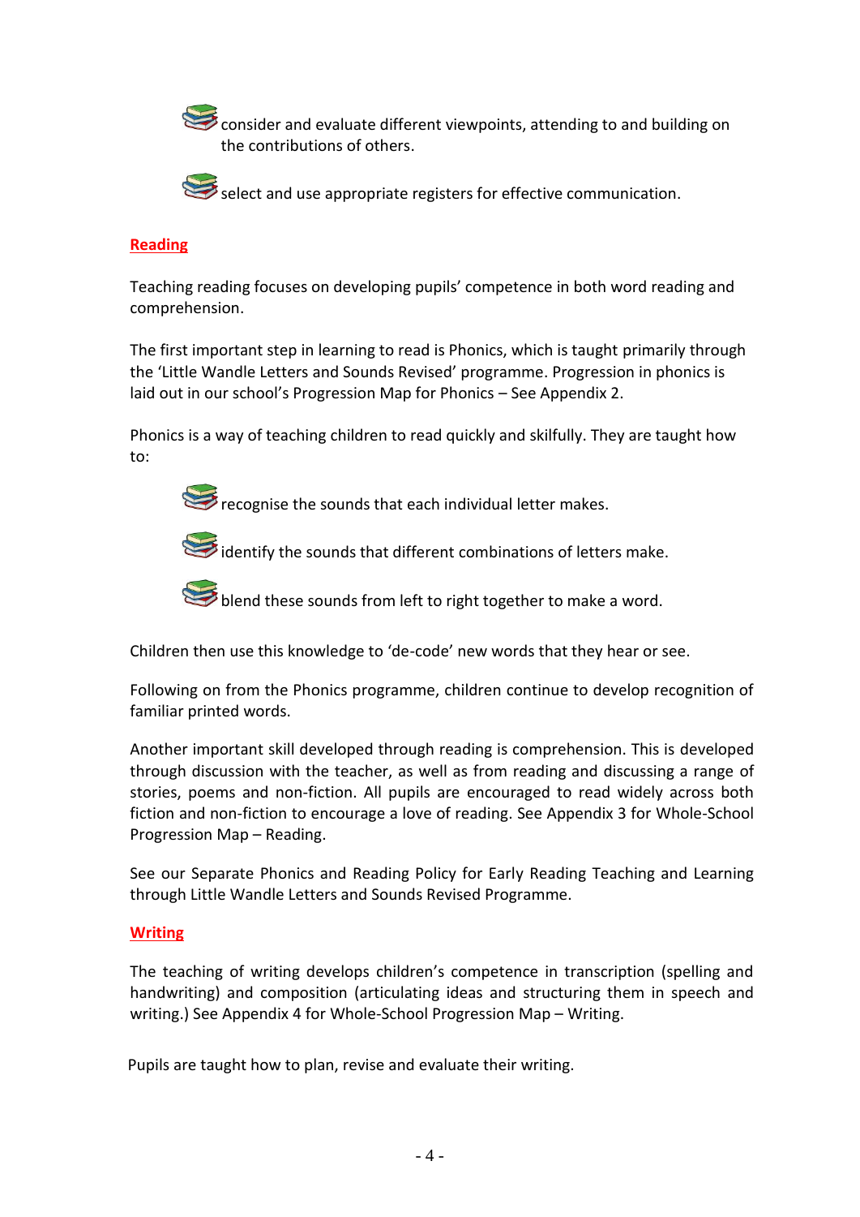- consider and evaluate different viewpoints, attending to and building on the contributions of others.
- select and use appropriate registers for effective communication.

## Reading

Teaching reading focuses on developing pupils' competence in both word reading and comprehension.

The first important step in learning to read is Phonics, which is taught primarily through the 'Little Wandle Letters and Sounds Revised' programme. Progression in phonics is laid out in our school's Progression Map for Phonics – See Appendix 2.

Phonics is a way of teaching children to read quickly and skilfully. They are taught how to:

- recognise the sounds that each individual letter makes.
- identify the sounds that different combinations of letters make.
- blend these sounds from left to right together to make a word.

Children then use this knowledge to 'de-code' new words that they hear or see.

Following on from the Phonics programme, children continue to develop recognition of familiar printed words.

Another important skill developed through reading is comprehension. This is developed through discussion with the teacher, as well as from reading and discussing a range of stories, poems and non-fiction. All pupils are encouraged to read widely across both fiction and non-fiction to encourage a love of reading. See Appendix 3 for Whole-School Progression Map – Reading.

See our Separate Phonics and Reading Policy for Early Reading Teaching and Learning through Little Wandle Letters and Sounds Revised Programme.

## Writing

The teaching of writing develops children's competence in transcription (spelling and handwriting) and composition (articulating ideas and structuring them in speech and writing.) See Appendix 4 for Whole-School Progression Map – Writing.

Pupils are taught how to plan, revise and evaluate their writing.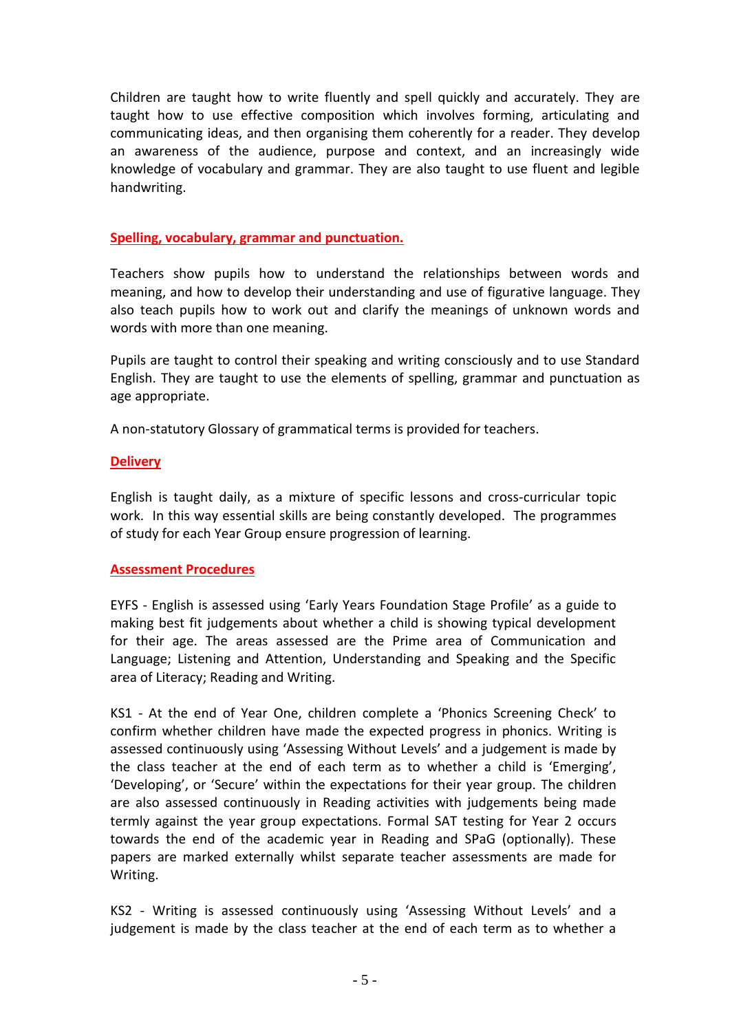Children are taught how to write fluently and spell quickly and accurately. They are taught how to use effective composition which involves forming, articulating and communicating ideas, and then organising them coherently for a reader. They develop an awareness of the audience, purpose and context, and an increasingly wide knowledge of vocabulary and grammar. They are also taught to use fluent and legible handwriting.

## Spelling, vocabulary, grammar and punctuation.

Teachers show pupils how to understand the relationships between words and meaning, and how to develop their understanding and use of figurative language. They also teach pupils how to work out and clarify the meanings of unknown words and words with more than one meaning.

Pupils are taught to control their speaking and writing consciously and to use Standard English. They are taught to use the elements of spelling, grammar and punctuation as age appropriate.

A non-statutory Glossary of grammatical terms is provided for teachers.

## Delivery

English is taught daily, as a mixture of specific lessons and cross-curricular topic work. In this way essential skills are being constantly developed. The programmes of study for each Year Group ensure progression of learning.

## Assessment Procedures

EYFS - English is assessed using 'Early Years Foundation Stage Profile' as a guide to making best fit judgements about whether a child is showing typical development for their age. The areas assessed are the Prime area of Communication and Language; Listening and Attention, Understanding and Speaking and the Specific area of Literacy; Reading and Writing.

KS1 - At the end of Year One, children complete a 'Phonics Screening Check' to confirm whether children have made the expected progress in phonics. Writing is assessed continuously using 'Assessing Without Levels' and a judgement is made by the class teacher at the end of each term as to whether a child is 'Emerging', 'Developing', or 'Secure' within the expectations for their year group. The children are also assessed continuously in Reading activities with judgements being made termly against the year group expectations. Formal SAT testing for Year 2 occurs towards the end of the academic year in Reading and SPaG (optionally). These papers are marked externally whilst separate teacher assessments are made for Writing.

KS2 - Writing is assessed continuously using 'Assessing Without Levels' and a judgement is made by the class teacher at the end of each term as to whether a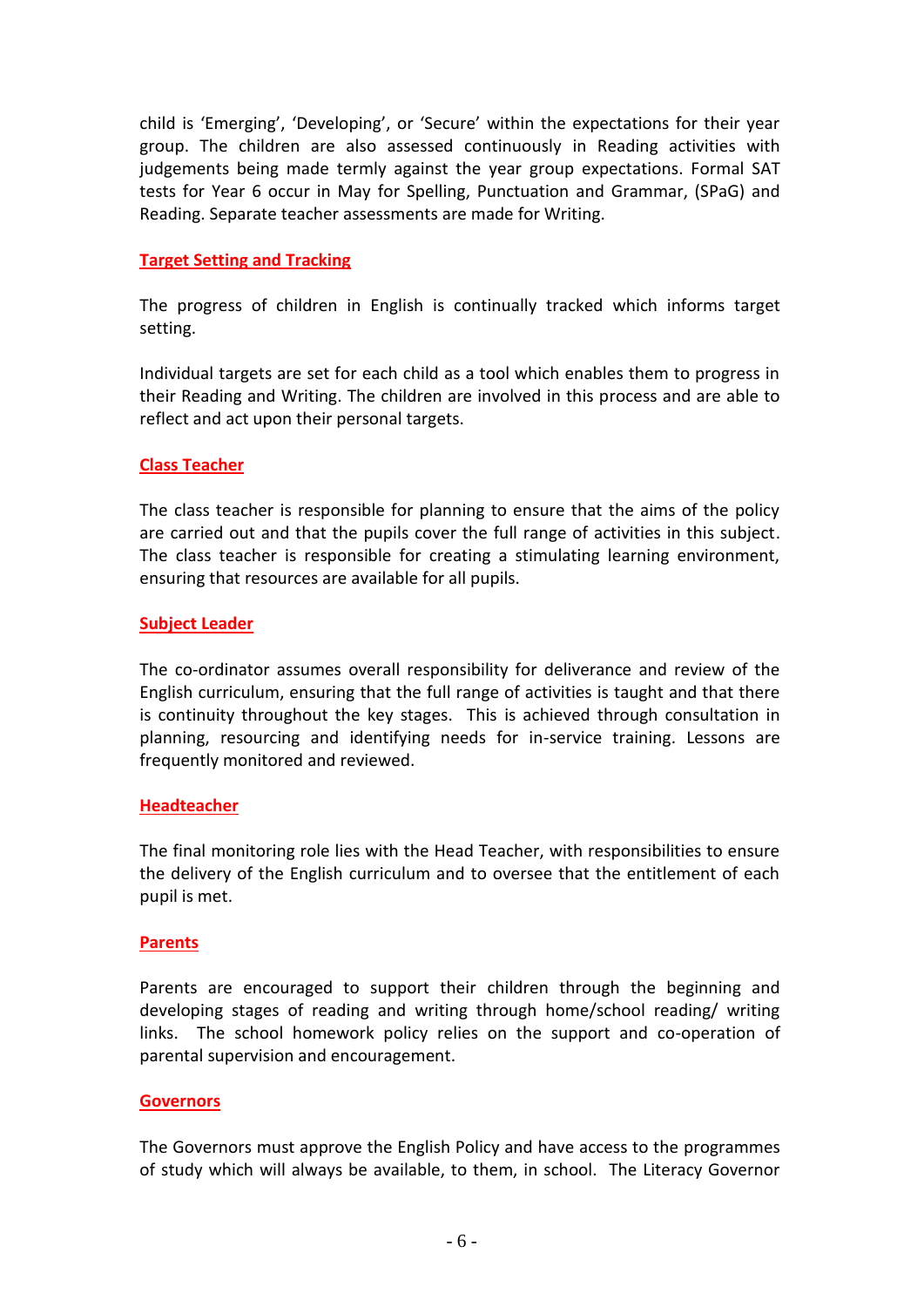child is 'Emerging', 'Developing', or 'Secure' within the expectations for their year group. The children are also assessed continuously in Reading activities with judgements being made termly against the year group expectations. Formal SAT tests for Year 6 occur in May for Spelling, Punctuation and Grammar, (SPaG) and Reading. Separate teacher assessments are made for Writing.

## Target Setting and Tracking

The progress of children in English is continually tracked which informs target setting.

Individual targets are set for each child as a tool which enables them to progress in their Reading and Writing. The children are involved in this process and are able to reflect and act upon their personal targets.

## Class Teacher

The class teacher is responsible for planning to ensure that the aims of the policy are carried out and that the pupils cover the full range of activities in this subject. The class teacher is responsible for creating a stimulating learning environment, ensuring that resources are available for all pupils.

## Subject Leader

The co-ordinator assumes overall responsibility for deliverance and review of the English curriculum, ensuring that the full range of activities is taught and that there is continuity throughout the key stages. This is achieved through consultation in planning, resourcing and identifying needs for in-service training. Lessons are frequently monitored and reviewed.

## Headteacher

The final monitoring role lies with the Head Teacher, with responsibilities to ensure the delivery of the English curriculum and to oversee that the entitlement of each pupil is met.

## Parents

Parents are encouraged to support their children through the beginning and developing stages of reading and writing through home/school reading/ writing links. The school homework policy relies on the support and co-operation of parental supervision and encouragement.

## Governors

The Governors must approve the English Policy and have access to the programmes of study which will always be available, to them, in school. The Literacy Governor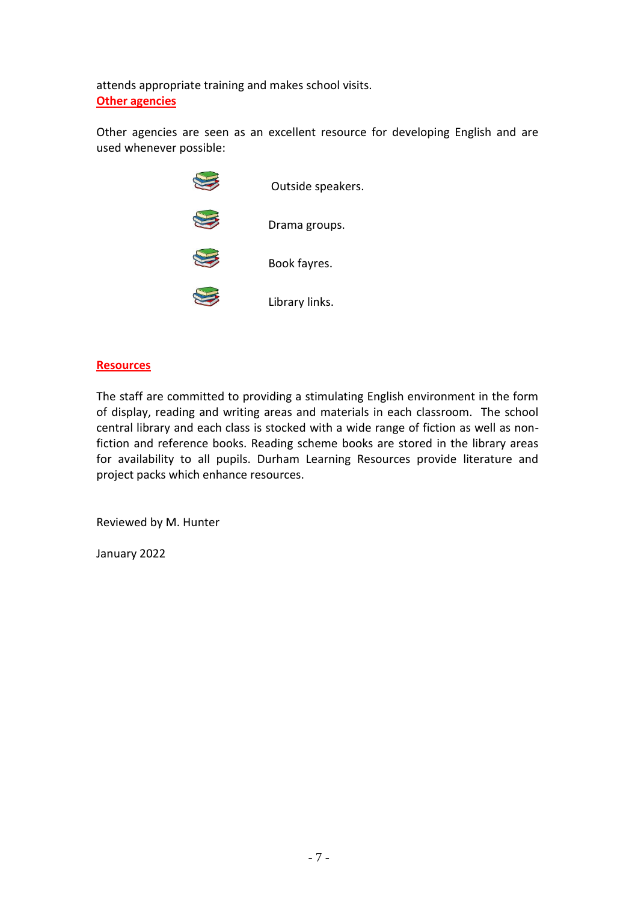attends appropriate training and makes school visits.

## Other agencies

Other agencies are seen as an excellent resource for developing English and are used whenever possible:

- Outside speakers.
- Drama groups.
- Book fayres.
- Library links.

## Resources

The staff are committed to providing a stimulating English environment in the form of display, reading and writing areas and materials in each classroom. The school central library and each class is stocked with a wide range of fiction as well as non-fiction and reference books. Reading scheme books are stored in the library areas for availability to all pupils. Durham Learning Resources provide literature and project packs which enhance resources.

Reviewed by M. Hunter

January 2022